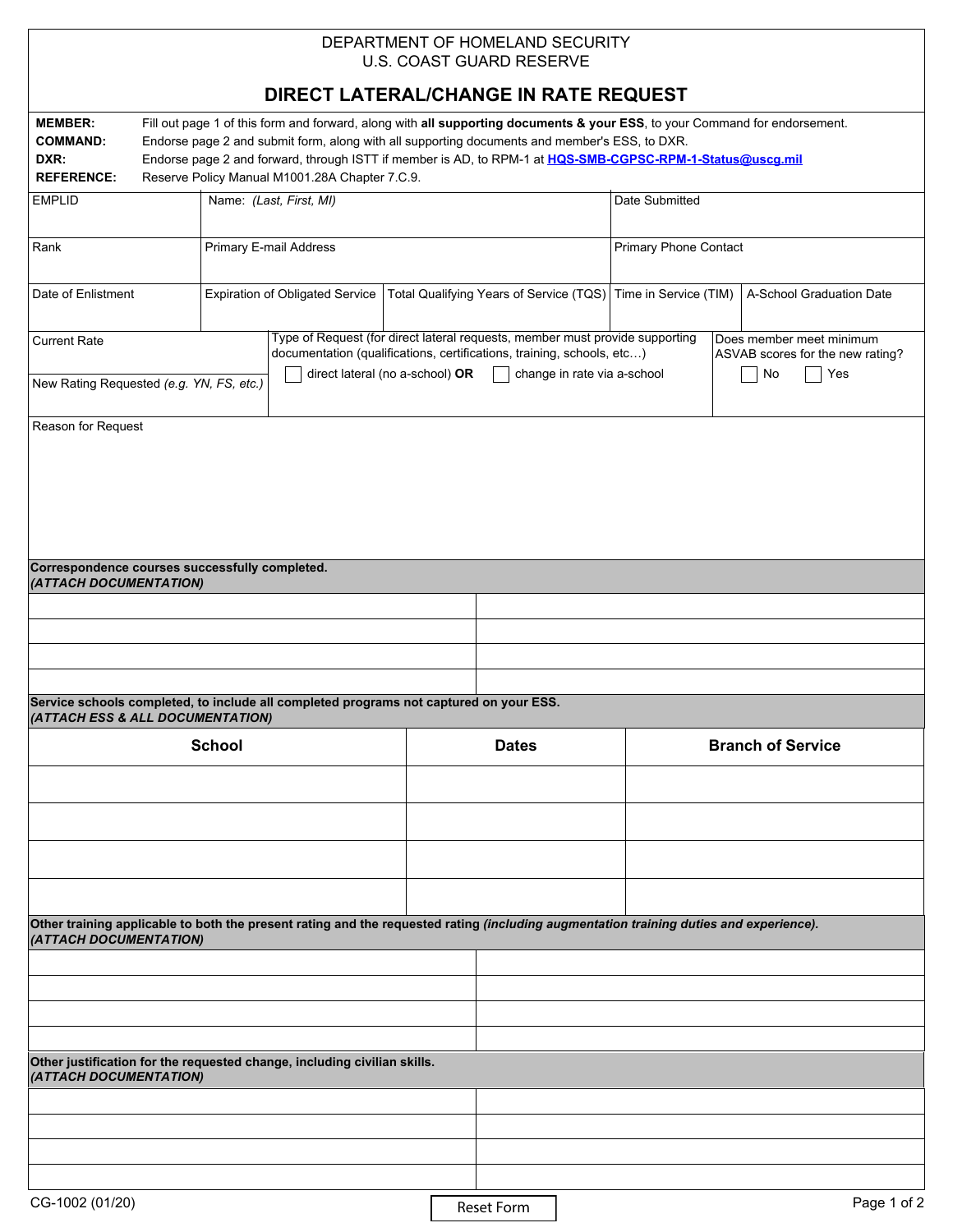DEPARTMENT OF HOMELAND SECURITY
U.S. COAST GUARD RESERVE

# DIRECT LATERAL/CHANGE IN RATE REQUEST

**MEMBER:** Fill out page 1 of this form and forward, along with **all supporting documents & your ESS**, to your Command for endorsement.
**COMMAND:** Endorse page 2 and submit form, along with all supporting documents and member's ESS, to DXR.
**DXR:** Endorse page 2 and forward, through ISTT if member is AD, to RPM-1 at **HQS-SMB-CGPSC-RPM-1-Status@uscg.mil**
**REFERENCE:** Reserve Policy Manual M1001.28A Chapter 7.C.9.

| | | | | |
|---|---|---|---|---|
| EMPLID | Name: *(Last, First, MI)* | | Date Submitted | |
| Rank | Primary E-mail Address | | Primary Phone Contact | |
| Date of Enlistment | Expiration of Obligated Service | Total Qualifying Years of Service (TQS) | Time in Service (TIM) | A-School Graduation Date |

| | | |
|---|---|---|
| Current Rate | Type of Request (for direct lateral requests, member must provide supporting documentation (qualifications, certifications, training, schools, etc…) | Does member meet minimum ASVAB scores for the new rating? |
| New Rating Requested *(e.g. YN, FS, etc.)* | ☐ direct lateral (no a-school) **OR** ☐ change in rate via a-school | ☐ No ☐ Yes |

Reason for Request

**Correspondence courses successfully completed.**
***(ATTACH DOCUMENTATION)***

| | |
|---|---|
| | |
| | |
| | |
| | |

**Service schools completed, to include all completed programs not captured on your ESS.**
***(ATTACH ESS & ALL DOCUMENTATION)***

| School | Dates | Branch of Service |
|---|---|---|
| | | |
| | | |
| | | |
| | | |

**Other training applicable to both the present rating and the requested rating** ***(including augmentation training duties and experience).***
***(ATTACH DOCUMENTATION)***

| | |
|---|---|
| | |
| | |
| | |
| | |

**Other justification for the requested change, including civilian skills.**
***(ATTACH DOCUMENTATION)***

| | |
|---|---|
| | |
| | |
| | |
| | |

CG-1002 (01/20)

Reset Form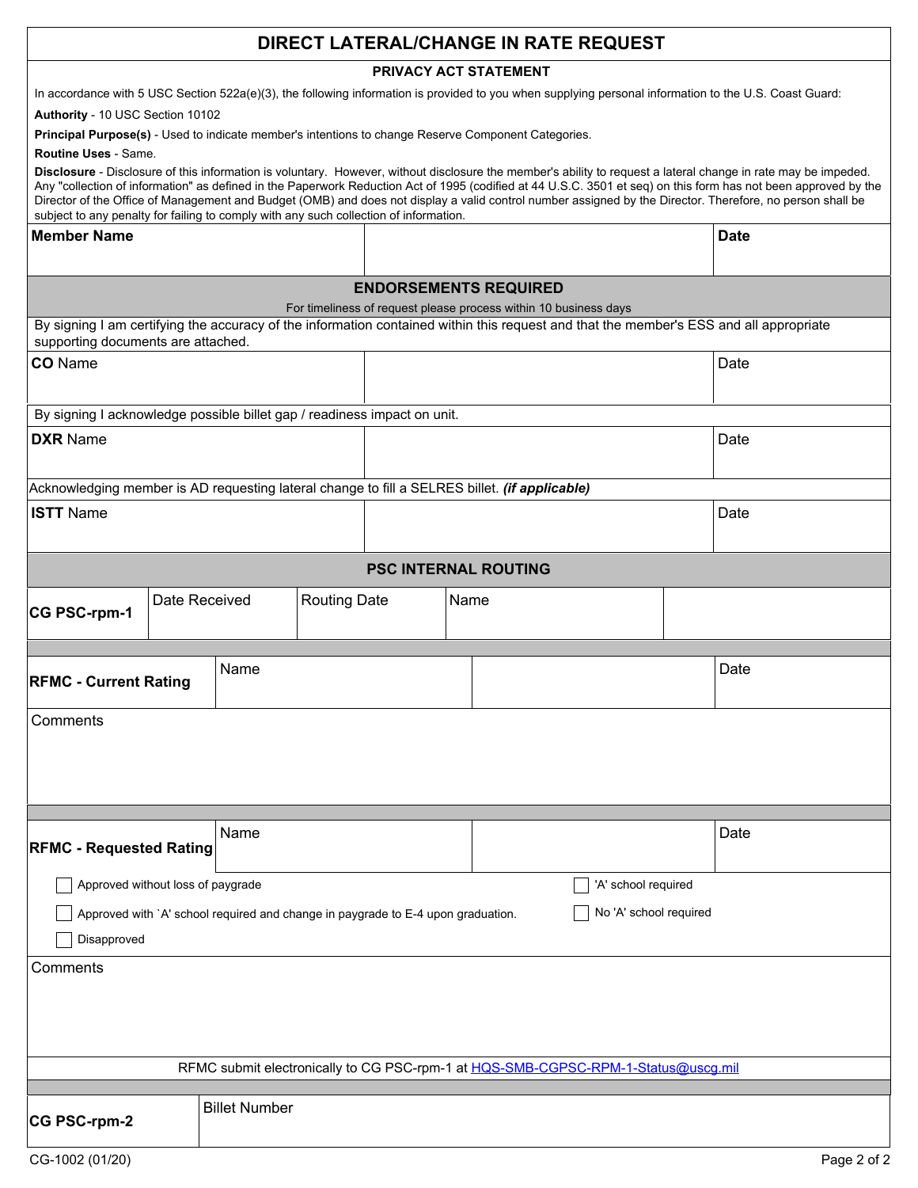# DIRECT LATERAL/CHANGE IN RATE REQUEST

## PRIVACY ACT STATEMENT

In accordance with 5 USC Section 522a(e)(3), the following information is provided to you when supplying personal information to the U.S. Coast Guard:

**Authority** - 10 USC Section 10102

**Principal Purpose(s)** - Used to indicate member's intentions to change Reserve Component Categories.

**Routine Uses** - Same.

**Disclosure** - Disclosure of this information is voluntary. However, without disclosure the member's ability to request a lateral change in rate may be impeded. Any "collection of information" as defined in the Paperwork Reduction Act of 1995 (codified at 44 U.S.C. 3501 et seq) on this form has not been approved by the Director of the Office of Management and Budget (OMB) and does not display a valid control number assigned by the Director. Therefore, no person shall be subject to any penalty for failing to comply with any such collection of information.

| **Member Name** | | **Date** |
|---|---|---|
| | | |

## ENDORSEMENTS REQUIRED

For timeliness of request please process within 10 business days

By signing I am certifying the accuracy of the information contained within this request and that the member's ESS and all appropriate supporting documents are attached.

| **CO** Name | | Date |
|---|---|---|
| | | |

By signing I acknowledge possible billet gap / readiness impact on unit.

| **DXR** Name | | Date |
|---|---|---|
| | | |

Acknowledging member is AD requesting lateral change to fill a SELRES billet. ***(if applicable)***

| **ISTT** Name | | Date |
|---|---|---|
| | | |

## PSC INTERNAL ROUTING

| **CG PSC-rpm-1** | Date Received | Routing Date | Name | |
|---|---|---|---|---|
| | | | | |

| **RFMC - Current Rating** | Name | | Date |
|---|---|---|---|
| | | | |

Comments

| **RFMC - Requested Rating** | Name | | Date |
|---|---|---|---|
| | | | |

- [ ] Approved without loss of paygrade
- [ ] Approved with `A' school required and change in paygrade to E-4 upon graduation.
- [ ] Disapproved
- [ ] 'A' school required
- [ ] No 'A' school required

Comments

RFMC submit electronically to CG PSC-rpm-1 at HQS-SMB-CGPSC-RPM-1-Status@uscg.mil

| **CG PSC-rpm-2** | Billet Number |
|---|---|
| | |

CG-1002 (01/20)